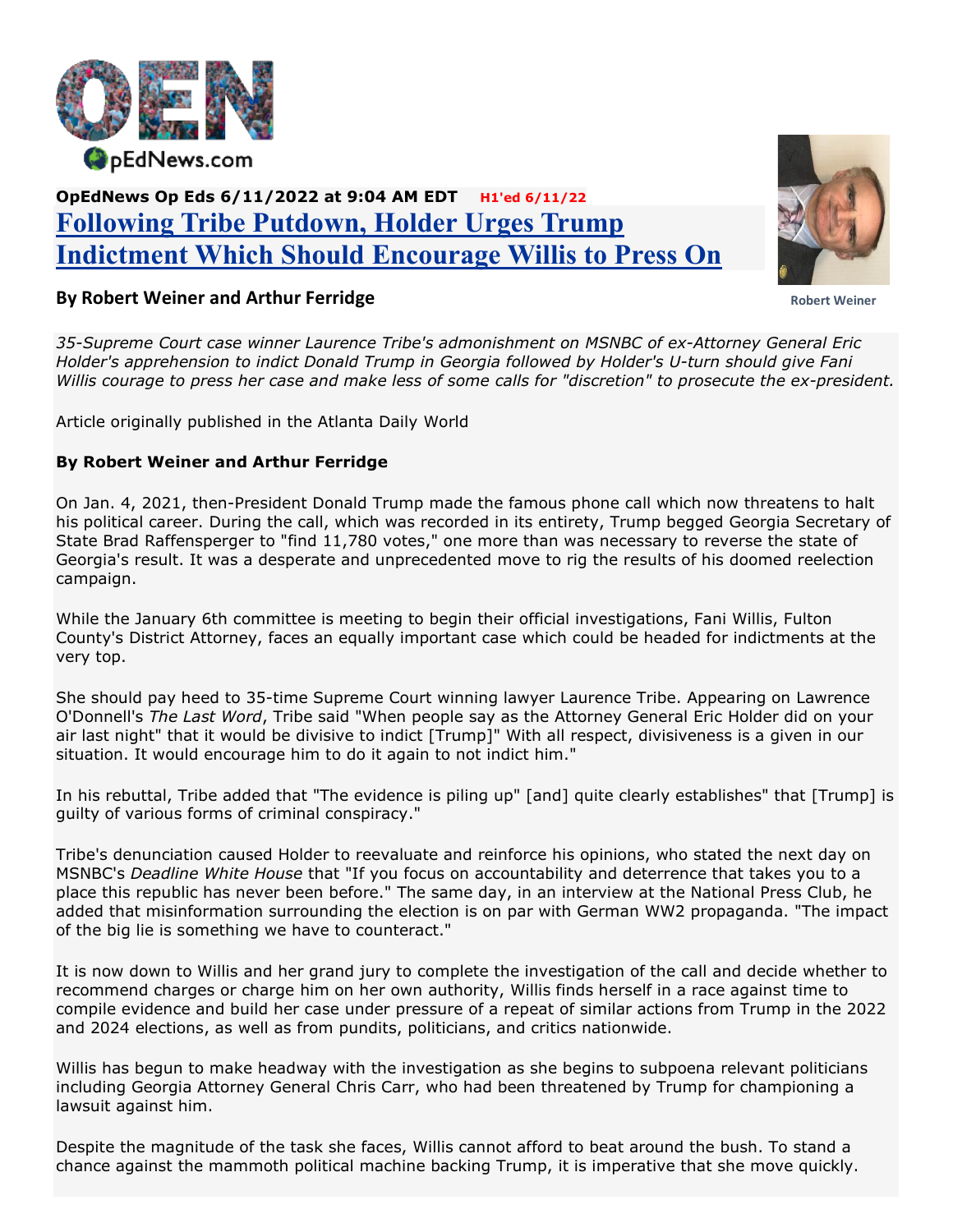OpEdNews Op Eds 6/11/2022 at 9:04 AM EDT H1'ed 6/11/22

# Following Tribe Putdown, Holder Urges Trump Indictment Which Should Encourage Willis to Press On

**By Robert Weiner and Arthur Ferridge**

Robert Weiner

*35-Supreme Court case winner Laurence Tribe's admonishment on MSNBC of ex-Attorney General Eric Holder's apprehension to indict Donald Trump in Georgia followed by Holder's U-turn should give Fani Willis courage to press her case and make less of some calls for "discretion" to prosecute the ex-president.*

Article originally published in the Atlanta Daily World

**By Robert Weiner and Arthur Ferridge**

On Jan. 4, 2021, then-President Donald Trump made the famous phone call which now threatens to halt his political career. During the call, which was recorded in its entirety, Trump begged Georgia Secretary of State Brad Raffensperger to "find 11,780 votes," one more than was necessary to reverse the state of Georgia's result. It was a desperate and unprecedented move to rig the results of his doomed reelection campaign.

While the January 6th committee is meeting to begin their official investigations, Fani Willis, Fulton County's District Attorney, faces an equally important case which could be headed for indictments at the very top.

She should pay heed to 35-time Supreme Court winning lawyer Laurence Tribe. Appearing on Lawrence O'Donnell's *The Last Word*, Tribe said "When people say as the Attorney General Eric Holder did on your air last night" that it would be divisive to indict [Trump]" With all respect, divisiveness is a given in our situation. It would encourage him to do it again to not indict him."

In his rebuttal, Tribe added that "The evidence is piling up" [and] quite clearly establishes" that [Trump] is guilty of various forms of criminal conspiracy."

Tribe's denunciation caused Holder to reevaluate and reinforce his opinions, who stated the next day on MSNBC's *Deadline White House* that "If you focus on accountability and deterrence that takes you to a place this republic has never been before." The same day, in an interview at the National Press Club, he added that misinformation surrounding the election is on par with German WW2 propaganda. "The impact of the big lie is something we have to counteract."

It is now down to Willis and her grand jury to complete the investigation of the call and decide whether to recommend charges or charge him on her own authority, Willis finds herself in a race against time to compile evidence and build her case under pressure of a repeat of similar actions from Trump in the 2022 and 2024 elections, as well as from pundits, politicians, and critics nationwide.

Willis has begun to make headway with the investigation as she begins to subpoena relevant politicians including Georgia Attorney General Chris Carr, who had been threatened by Trump for championing a lawsuit against him.

Despite the magnitude of the task she faces, Willis cannot afford to beat around the bush. To stand a chance against the mammoth political machine backing Trump, it is imperative that she move quickly.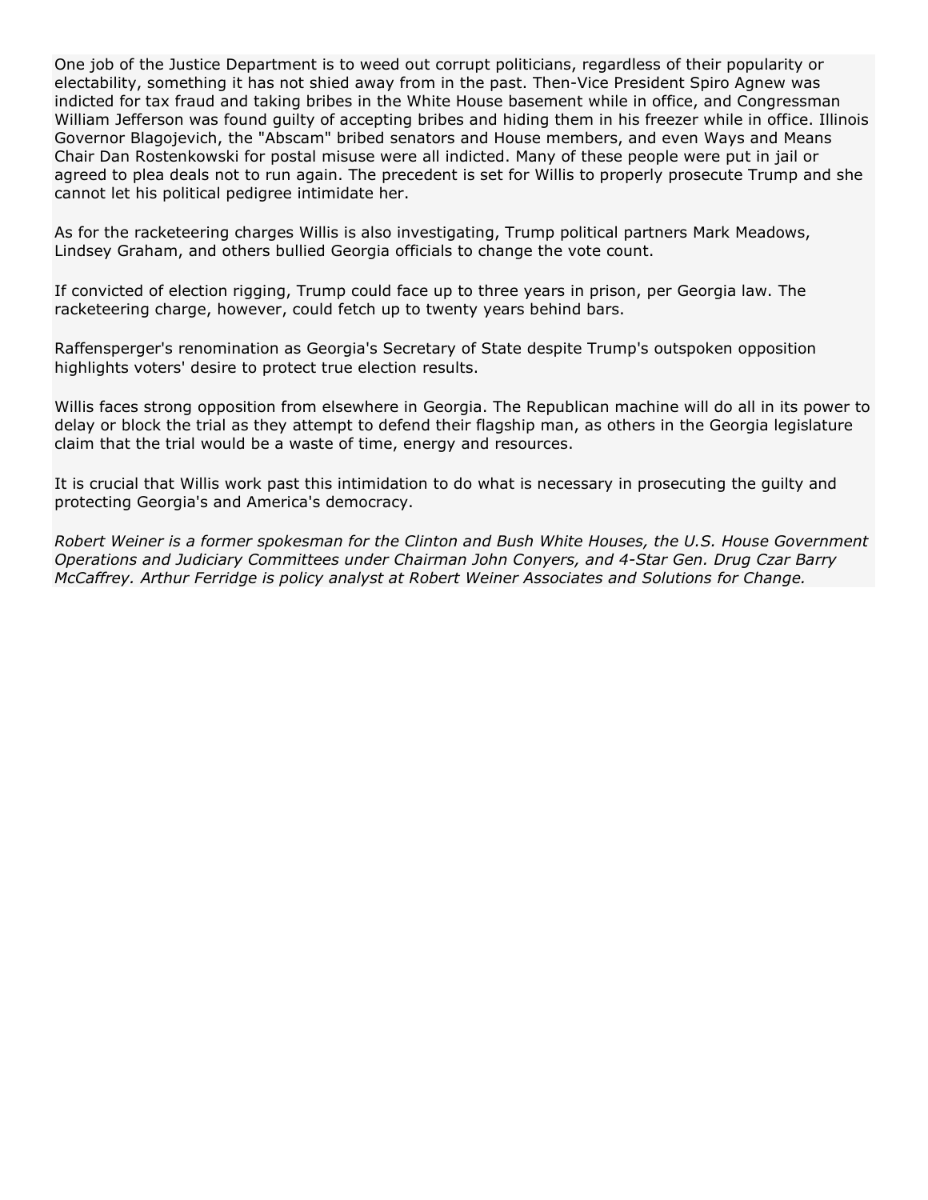One job of the Justice Department is to weed out corrupt politicians, regardless of their popularity or electability, something it has not shied away from in the past. Then-Vice President Spiro Agnew was indicted for tax fraud and taking bribes in the White House basement while in office, and Congressman William Jefferson was found guilty of accepting bribes and hiding them in his freezer while in office. Illinois Governor Blagojevich, the "Abscam" bribed senators and House members, and even Ways and Means Chair Dan Rostenkowski for postal misuse were all indicted. Many of these people were put in jail or agreed to plea deals not to run again. The precedent is set for Willis to properly prosecute Trump and she cannot let his political pedigree intimidate her.

As for the racketeering charges Willis is also investigating, Trump political partners Mark Meadows, Lindsey Graham, and others bullied Georgia officials to change the vote count.

If convicted of election rigging, Trump could face up to three years in prison, per Georgia law. The racketeering charge, however, could fetch up to twenty years behind bars.

Raffensperger's renomination as Georgia's Secretary of State despite Trump's outspoken opposition highlights voters' desire to protect true election results.

Willis faces strong opposition from elsewhere in Georgia. The Republican machine will do all in its power to delay or block the trial as they attempt to defend their flagship man, as others in the Georgia legislature claim that the trial would be a waste of time, energy and resources.

It is crucial that Willis work past this intimidation to do what is necessary in prosecuting the guilty and protecting Georgia's and America's democracy.

*Robert Weiner is a former spokesman for the Clinton and Bush White Houses, the U.S. House Government Operations and Judiciary Committees under Chairman John Conyers, and 4-Star Gen. Drug Czar Barry McCaffrey. Arthur Ferridge is policy analyst at Robert Weiner Associates and Solutions for Change.*